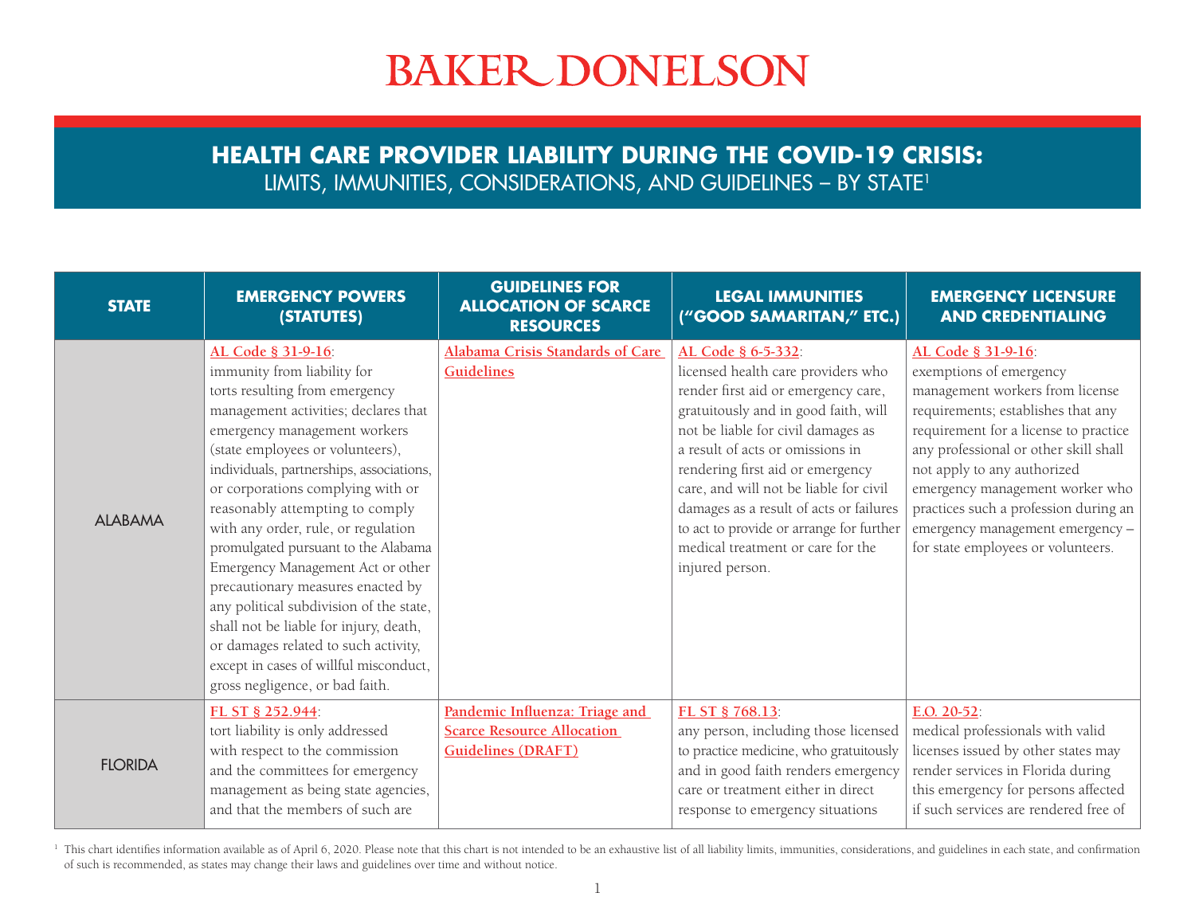# BAKER DONELSON

## HEALTH CARE PROVIDER LIABILITY DURING THE COVID-19 CRISIS:

LIMITS, IMMUNITIES, CONSIDERATIONS, AND GUIDELINES – BY STATE[1]

| STATE | EMERGENCY POWERS (STATUTES) | GUIDELINES FOR ALLOCATION OF SCARCE RESOURCES | LEGAL IMMUNITIES ("GOOD SAMARITAN," ETC.) | EMERGENCY LICENSURE AND CREDENTIALING |
|---|---|---|---|---|
| ALABAMA | AL Code § 31-9-16: immunity from liability for torts resulting from emergency management activities; declares that emergency management workers (state employees or volunteers), individuals, partnerships, associations, or corporations complying with or reasonably attempting to comply with any order, rule, or regulation promulgated pursuant to the Alabama Emergency Management Act or other precautionary measures enacted by any political subdivision of the state, shall not be liable for injury, death, or damages related to such activity, except in cases of willful misconduct, gross negligence, or bad faith. | Alabama Crisis Standards of Care Guidelines | AL Code § 6-5-332: licensed health care providers who render first aid or emergency care, gratuitously and in good faith, will not be liable for civil damages as a result of acts or omissions in rendering first aid or emergency care, and will not be liable for civil damages as a result of acts or failures to act to provide or arrange for further medical treatment or care for the injured person. | AL Code § 31-9-16: exemptions of emergency management workers from license requirements; establishes that any requirement for a license to practice any professional or other skill shall not apply to any authorized emergency management worker who practices such a profession during an emergency management emergency – for state employees or volunteers. |
| FLORIDA | FL ST § 252.944: tort liability is only addressed with respect to the commission and the committees for emergency management as being state agencies, and that the members of such are | Pandemic Influenza: Triage and Scarce Resource Allocation Guidelines (DRAFT) | FL ST § 768.13: any person, including those licensed to practice medicine, who gratuitously and in good faith renders emergency care or treatment either in direct response to emergency situations | E.O. 20-52: medical professionals with valid licenses issued by other states may render services in Florida during this emergency for persons affected if such services are rendered free of |

[1] This chart identifies information available as of April 6, 2020. Please note that this chart is not intended to be an exhaustive list of all liability limits, immunities, considerations, and guidelines in each state, and confirmation of such is recommended, as states may change their laws and guidelines over time and without notice.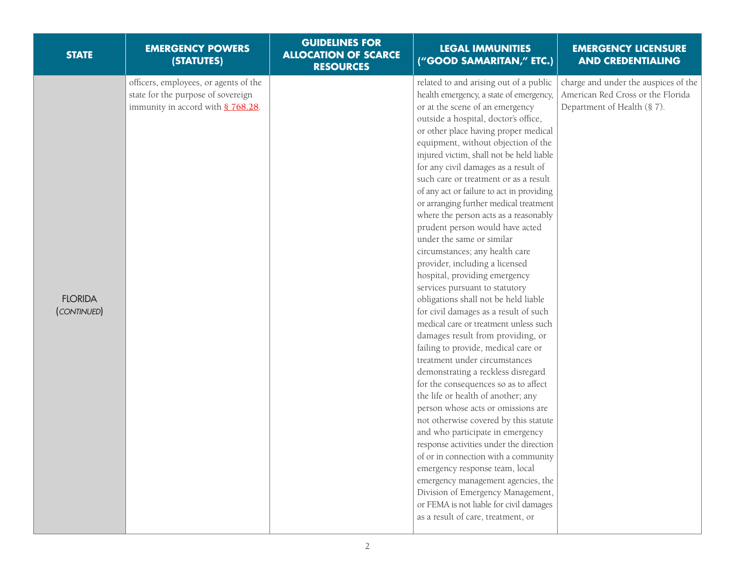| STATE | EMERGENCY POWERS (STATUTES) | GUIDELINES FOR ALLOCATION OF SCARCE RESOURCES | LEGAL IMMUNITIES ("GOOD SAMARITAN," ETC.) | EMERGENCY LICENSURE AND CREDENTIALING |
|---|---|---|---|---|
| FLORIDA (*CONTINUED*) | officers, employees, or agents of the state for the purpose of sovereign immunity in accord with § 768.28. | | related to and arising out of a public health emergency, a state of emergency, or at the scene of an emergency outside a hospital, doctor's office, or other place having proper medical equipment, without objection of the injured victim, shall not be held liable for any civil damages as a result of such care or treatment or as a result of any act or failure to act in providing or arranging further medical treatment where the person acts as a reasonably prudent person would have acted under the same or similar circumstances; any health care provider, including a licensed hospital, providing emergency services pursuant to statutory obligations shall not be held liable for civil damages as a result of such medical care or treatment unless such damages result from providing, or failing to provide, medical care or treatment under circumstances demonstrating a reckless disregard for the consequences so as to affect the life or health of another; any person whose acts or omissions are not otherwise covered by this statute and who participate in emergency response activities under the direction of or in connection with a community emergency response team, local emergency management agencies, the Division of Emergency Management, or FEMA is not liable for civil damages as a result of care, treatment, or | charge and under the auspices of the American Red Cross or the Florida Department of Health (§ 7). |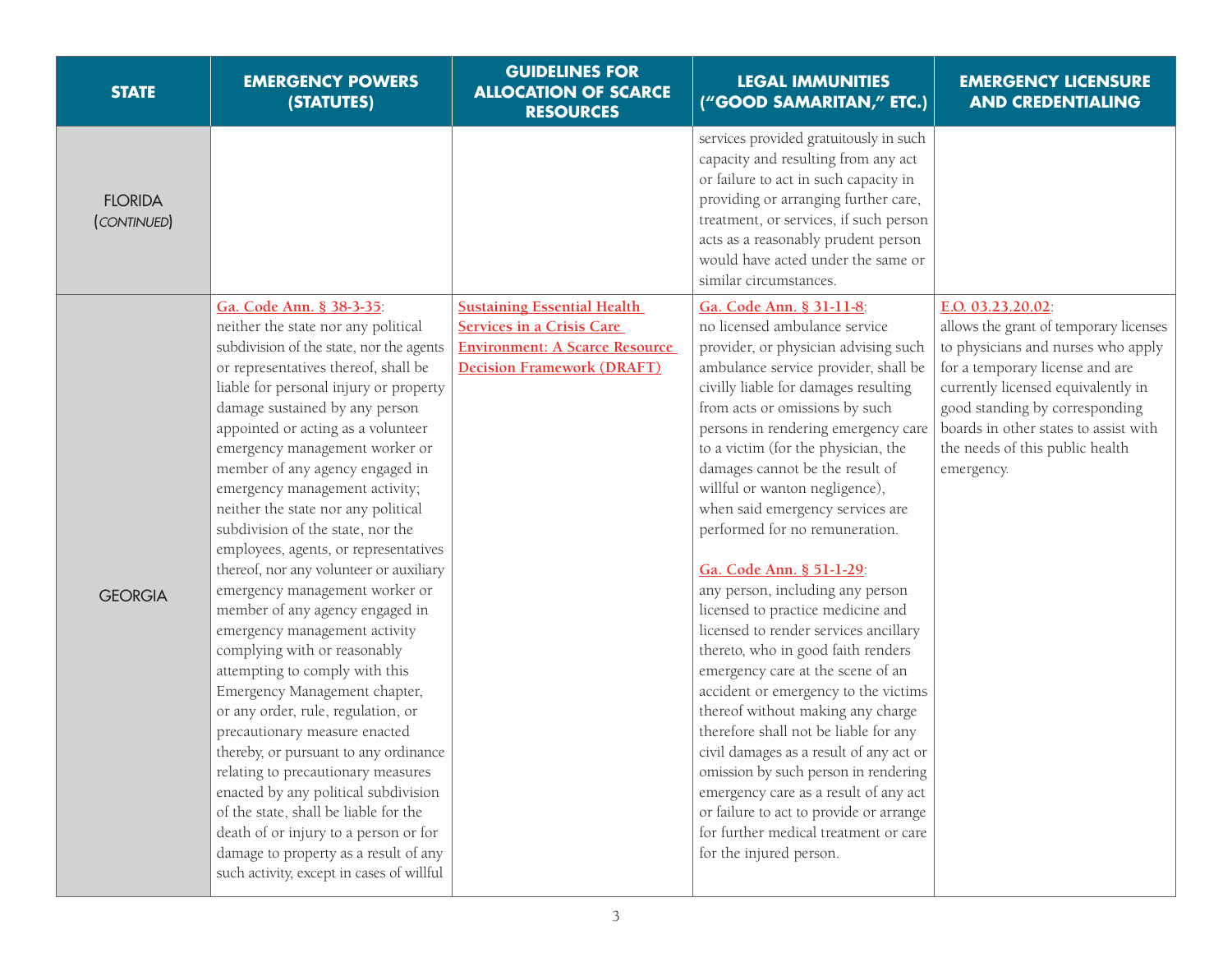| STATE | EMERGENCY POWERS (STATUTES) | GUIDELINES FOR ALLOCATION OF SCARCE RESOURCES | LEGAL IMMUNITIES ("GOOD SAMARITAN," ETC.) | EMERGENCY LICENSURE AND CREDENTIALING |
|---|---|---|---|---|
| FLORIDA (*CONTINUED*) | | | services provided gratuitously in such capacity and resulting from any act or failure to act in such capacity in providing or arranging further care, treatment, or services, if such person acts as a reasonably prudent person would have acted under the same or similar circumstances. | |
| GEORGIA | Ga. Code Ann. § 38-3-35: neither the state nor any political subdivision of the state, nor the agents or representatives thereof, shall be liable for personal injury or property damage sustained by any person appointed or acting as a volunteer emergency management worker or member of any agency engaged in emergency management activity; neither the state nor any political subdivision of the state, nor the employees, agents, or representatives thereof, nor any volunteer or auxiliary emergency management worker or member of any agency engaged in emergency management activity complying with or reasonably attempting to comply with this Emergency Management chapter, or any order, rule, regulation, or precautionary measure enacted thereby, or pursuant to any ordinance relating to precautionary measures enacted by any political subdivision of the state, shall be liable for the death of or injury to a person or for damage to property as a result of any such activity, except in cases of willful | Sustaining Essential Health Services in a Crisis Care Environment: A Scarce Resource Decision Framework (DRAFT) | Ga. Code Ann. § 31-11-8: no licensed ambulance service provider, or physician advising such ambulance service provider, shall be civilly liable for damages resulting from acts or omissions by such persons in rendering emergency care to a victim (for the physician, the damages cannot be the result of willful or wanton negligence), when said emergency services are performed for no remuneration.<br><br>Ga. Code Ann. § 51-1-29: any person, including any person licensed to practice medicine and licensed to render services ancillary thereto, who in good faith renders emergency care at the scene of an accident or emergency to the victims thereof without making any charge therefore shall not be liable for any civil damages as a result of any act or omission by such person in rendering emergency care as a result of any act or failure to act to provide or arrange for further medical treatment or care for the injured person. | E.O. 03.23.20.02: allows the grant of temporary licenses to physicians and nurses who apply for a temporary license and are currently licensed equivalently in good standing by corresponding boards in other states to assist with the needs of this public health emergency. |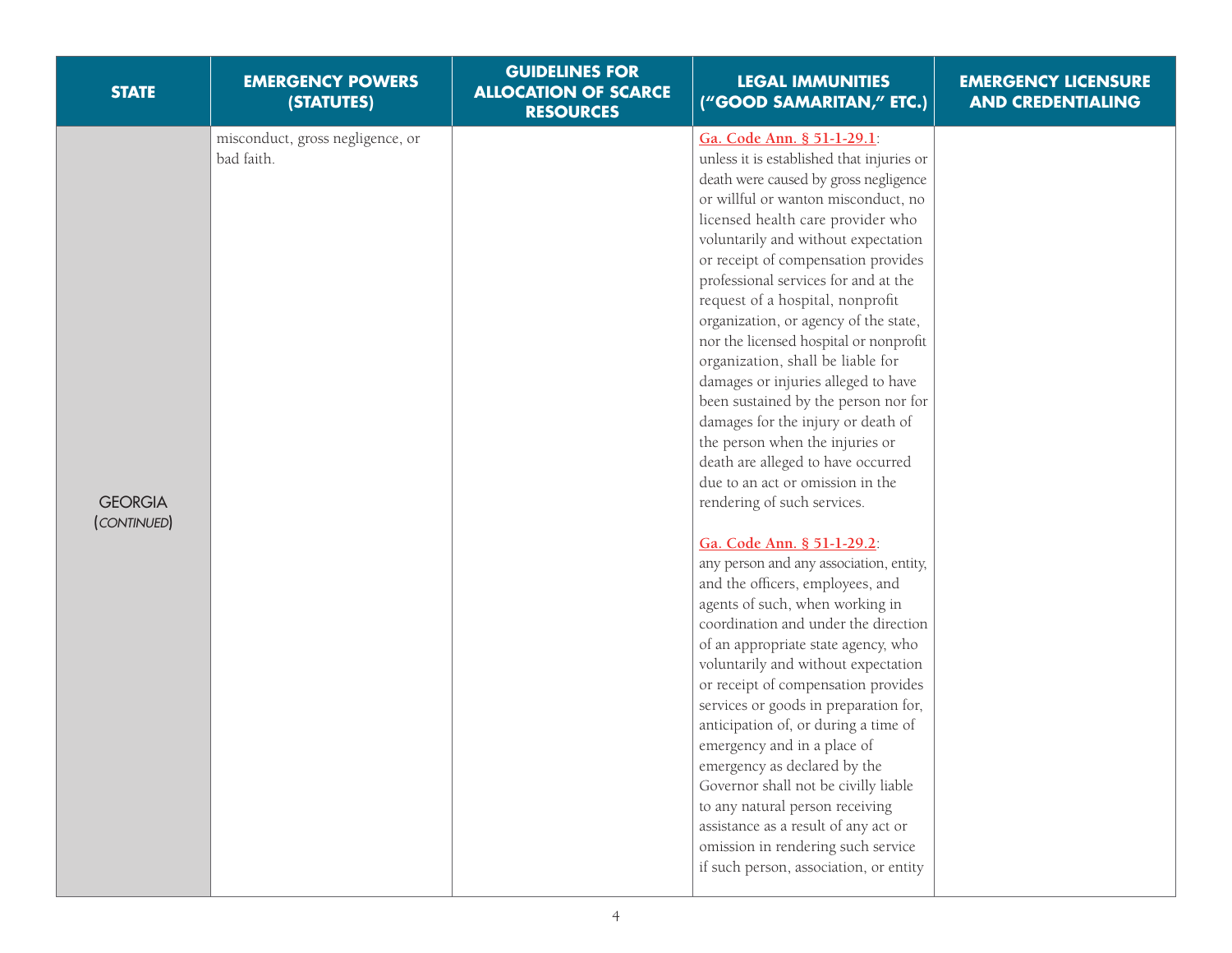| STATE | EMERGENCY POWERS (STATUTES) | GUIDELINES FOR ALLOCATION OF SCARCE RESOURCES | LEGAL IMMUNITIES ("GOOD SAMARITAN," ETC.) | EMERGENCY LICENSURE AND CREDENTIALING |
|---|---|---|---|---|
| GEORGIA (*CONTINUED*) | misconduct, gross negligence, or bad faith. | | Ga. Code Ann. § 51-1-29.1: unless it is established that injuries or death were caused by gross negligence or willful or wanton misconduct, no licensed health care provider who voluntarily and without expectation or receipt of compensation provides professional services for and at the request of a hospital, nonprofit organization, or agency of the state, nor the licensed hospital or nonprofit organization, shall be liable for damages or injuries alleged to have been sustained by the person nor for damages for the injury or death of the person when the injuries or death are alleged to have occurred due to an act or omission in the rendering of such services.<br><br>Ga. Code Ann. § 51-1-29.2: any person and any association, entity, and the officers, employees, and agents of such, when working in coordination and under the direction of an appropriate state agency, who voluntarily and without expectation or receipt of compensation provides services or goods in preparation for, anticipation of, or during a time of emergency and in a place of emergency as declared by the Governor shall not be civilly liable to any natural person receiving assistance as a result of any act or omission in rendering such service if such person, association, or entity | |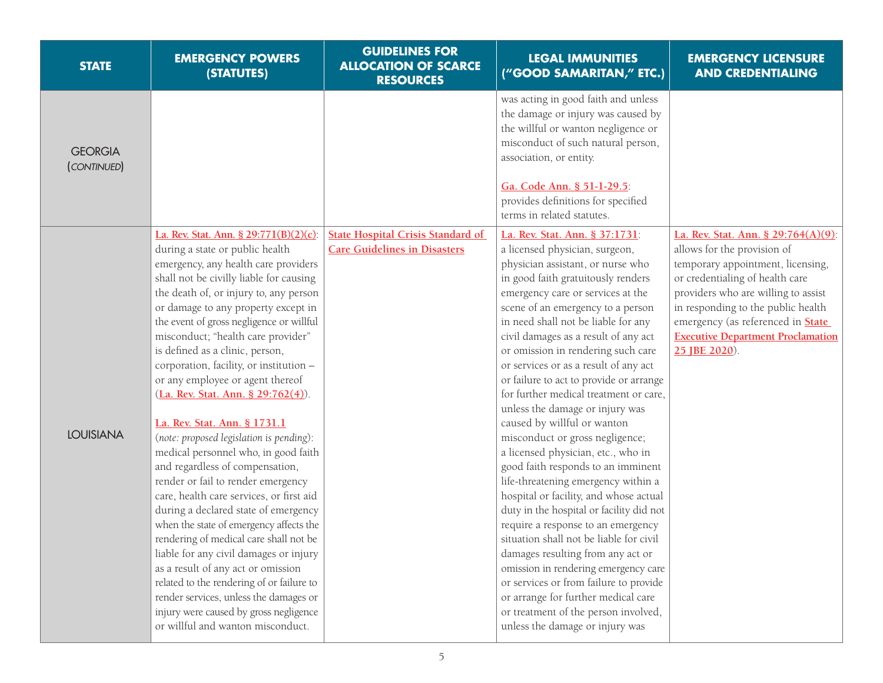| STATE | EMERGENCY POWERS (STATUTES) | GUIDELINES FOR ALLOCATION OF SCARCE RESOURCES | LEGAL IMMUNITIES ("GOOD SAMARITAN," ETC.) | EMERGENCY LICENSURE AND CREDENTIALING |
|---|---|---|---|---|
| GEORGIA (*CONTINUED*) | | | was acting in good faith and unless the damage or injury was caused by the willful or wanton negligence or misconduct of such natural person, association, or entity.<br><br>Ga. Code Ann. § 51-1-29.5: provides definitions for specified terms in related statutes. | |
| LOUISIANA | La. Rev. Stat. Ann. § 29:771(B)(2)(c): during a state or public health emergency, any health care providers shall not be civilly liable for causing the death of, or injury to, any person or damage to any property except in the event of gross negligence or willful misconduct; "health care provider" is defined as a clinic, person, corporation, facility, or institution – or any employee or agent thereof (La. Rev. Stat. Ann. § 29:762(4)).<br><br>La. Rev. Stat. Ann. § 1731.1 (*note: proposed legislation is pending*): medical personnel who, in good faith and regardless of compensation, render or fail to render emergency care, health care services, or first aid during a declared state of emergency when the state of emergency affects the rendering of medical care shall not be liable for any civil damages or injury as a result of any act or omission related to the rendering of or failure to render services, unless the damages or injury were caused by gross negligence or willful and wanton misconduct. | State Hospital Crisis Standard of Care Guidelines in Disasters | La. Rev. Stat. Ann. § 37:1731: a licensed physician, surgeon, physician assistant, or nurse who in good faith gratuitously renders emergency care or services at the scene of an emergency to a person in need shall not be liable for any civil damages as a result of any act or omission in rendering such care or services or as a result of any act or failure to act to provide or arrange for further medical treatment or care, unless the damage or injury was caused by willful or wanton misconduct or gross negligence; a licensed physician, etc., who in good faith responds to an imminent life-threatening emergency within a hospital or facility, and whose actual duty in the hospital or facility did not require a response to an emergency situation shall not be liable for civil damages resulting from any act or omission in rendering emergency care or services or from failure to provide or arrange for further medical care or treatment of the person involved, unless the damage or injury was | La. Rev. Stat. Ann. § 29:764(A)(9): allows for the provision of temporary appointment, licensing, or credentialing of health care providers who are willing to assist in responding to the public health emergency (as referenced in **State Executive Department Proclamation 25 JBE 2020**). |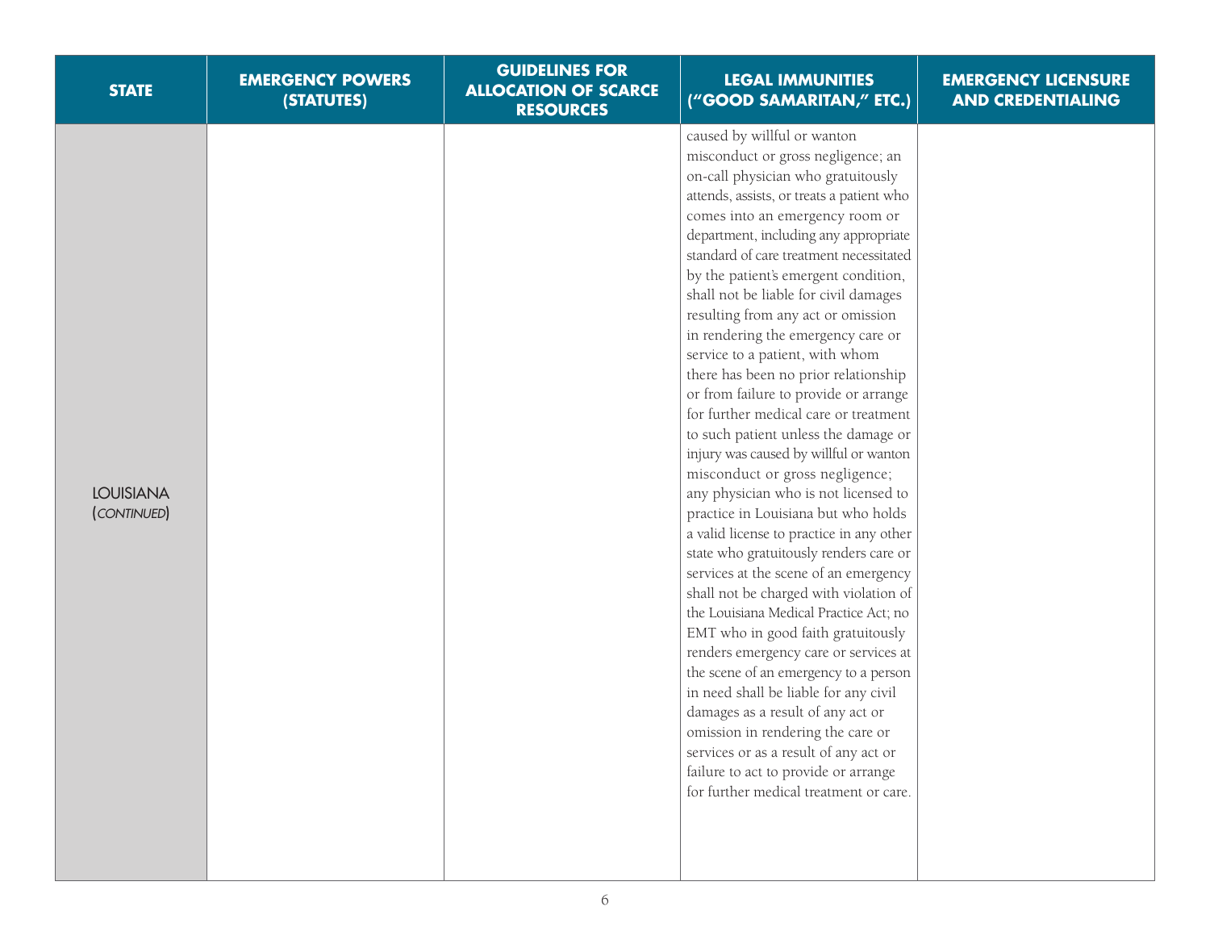| STATE | EMERGENCY POWERS (STATUTES) | GUIDELINES FOR ALLOCATION OF SCARCE RESOURCES | LEGAL IMMUNITIES ("GOOD SAMARITAN," ETC.) | EMERGENCY LICENSURE AND CREDENTIALING |
|---|---|---|---|---|
| LOUISIANA (*CONTINUED*) | | | caused by willful or wanton misconduct or gross negligence; an on-call physician who gratuitously attends, assists, or treats a patient who comes into an emergency room or department, including any appropriate standard of care treatment necessitated by the patient's emergent condition, shall not be liable for civil damages resulting from any act or omission in rendering the emergency care or service to a patient, with whom there has been no prior relationship or from failure to provide or arrange for further medical care or treatment to such patient unless the damage or injury was caused by willful or wanton misconduct or gross negligence; any physician who is not licensed to practice in Louisiana but who holds a valid license to practice in any other state who gratuitously renders care or services at the scene of an emergency shall not be charged with violation of the Louisiana Medical Practice Act; no EMT who in good faith gratuitously renders emergency care or services at the scene of an emergency to a person in need shall be liable for any civil damages as a result of any act or omission in rendering the care or services or as a result of any act or failure to act to provide or arrange for further medical treatment or care. | |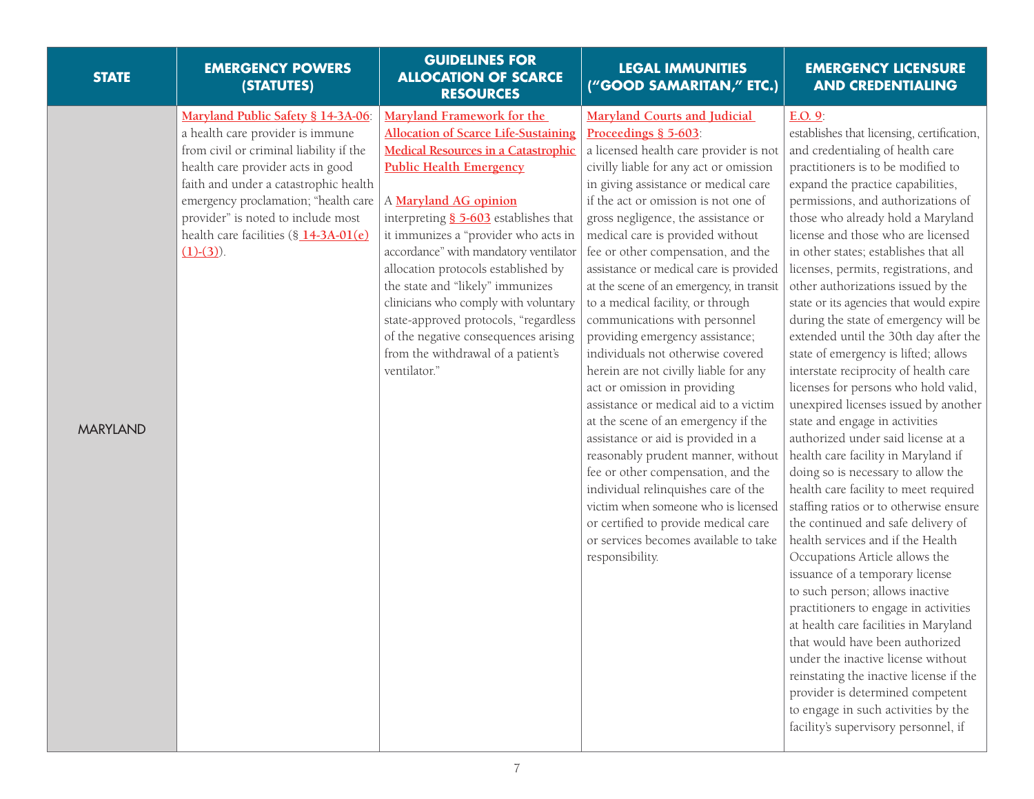| STATE | EMERGENCY POWERS (STATUTES) | GUIDELINES FOR ALLOCATION OF SCARCE RESOURCES | LEGAL IMMUNITIES ("GOOD SAMARITAN," ETC.) | EMERGENCY LICENSURE AND CREDENTIALING |
|---|---|---|---|---|
| MARYLAND | Maryland Public Safety § 14-3A-06: a health care provider is immune from civil or criminal liability if the health care provider acts in good faith and under a catastrophic health emergency proclamation; "health care provider" is noted to include most health care facilities (§ 14-3A-01(e)(1)-(3)). | Maryland Framework for the Allocation of Scarce Life-Sustaining Medical Resources in a Catastrophic Public Health Emergency<br><br>A Maryland AG opinion interpreting § 5-603 establishes that it immunizes a "provider who acts in accordance" with mandatory ventilator allocation protocols established by the state and "likely" immunizes clinicians who comply with voluntary state-approved protocols, "regardless of the negative consequences arising from the withdrawal of a patient's ventilator." | Maryland Courts and Judicial Proceedings § 5-603: a licensed health care provider is not civilly liable for any act or omission in giving assistance or medical care if the act or omission is not one of gross negligence, the assistance or medical care is provided without fee or other compensation, and the assistance or medical care is provided at the scene of an emergency, in transit to a medical facility, or through communications with personnel providing emergency assistance; individuals not otherwise covered herein are not civilly liable for any act or omission in providing assistance or medical aid to a victim at the scene of an emergency if the assistance or aid is provided in a reasonably prudent manner, without fee or other compensation, and the individual relinquishes care of the victim when someone who is licensed or certified to provide medical care or services becomes available to take responsibility. | E.O. 9: establishes that licensing, certification, and credentialing of health care practitioners is to be modified to expand the practice capabilities, permissions, and authorizations of those who already hold a Maryland license and those who are licensed in other states; establishes that all licenses, permits, registrations, and other authorizations issued by the state or its agencies that would expire during the state of emergency will be extended until the 30th day after the state of emergency is lifted; allows interstate reciprocity of health care licenses for persons who hold valid, unexpired licenses issued by another state and engage in activities authorized under said license at a health care facility in Maryland if doing so is necessary to allow the health care facility to meet required staffing ratios or to otherwise ensure the continued and safe delivery of health services and if the Health Occupations Article allows the issuance of a temporary license to such person; allows inactive practitioners to engage in activities at health care facilities in Maryland that would have been authorized under the inactive license without reinstating the inactive license if the provider is determined competent to engage in such activities by the facility's supervisory personnel, if |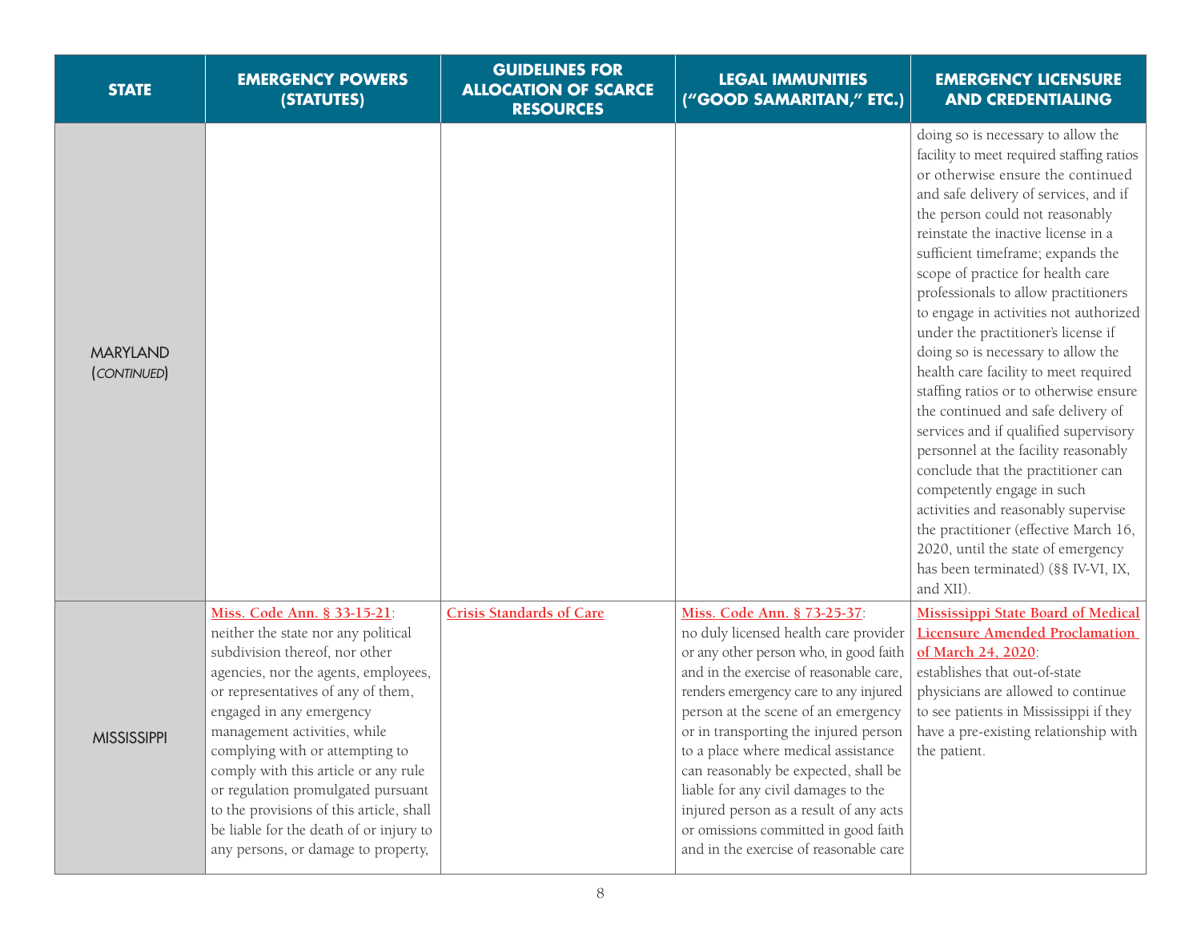| STATE | EMERGENCY POWERS (STATUTES) | GUIDELINES FOR ALLOCATION OF SCARCE RESOURCES | LEGAL IMMUNITIES ("GOOD SAMARITAN," ETC.) | EMERGENCY LICENSURE AND CREDENTIALING |
|---|---|---|---|---|
| MARYLAND (*CONTINUED*) | | | | doing so is necessary to allow the facility to meet required staffing ratios or otherwise ensure the continued and safe delivery of services, and if the person could not reasonably reinstate the inactive license in a sufficient timeframe; expands the scope of practice for health care professionals to allow practitioners to engage in activities not authorized under the practitioner's license if doing so is necessary to allow the health care facility to meet required staffing ratios or to otherwise ensure the continued and safe delivery of services and if qualified supervisory personnel at the facility reasonably conclude that the practitioner can competently engage in such activities and reasonably supervise the practitioner (effective March 16, 2020, until the state of emergency has been terminated) (§§ IV-VI, IX, and XII). |
| MISSISSIPPI | **Miss. Code Ann. § 33-15-21**: neither the state nor any political subdivision thereof, nor other agencies, nor the agents, employees, or representatives of any of them, engaged in any emergency management activities, while complying with or attempting to comply with this article or any rule or regulation promulgated pursuant to the provisions of this article, shall be liable for the death of or injury to any persons, or damage to property, | **Crisis Standards of Care** | **Miss. Code Ann. § 73-25-37**: no duly licensed health care provider or any other person who, in good faith and in the exercise of reasonable care, renders emergency care to any injured person at the scene of an emergency or in transporting the injured person to a place where medical assistance can reasonably be expected, shall be liable for any civil damages to the injured person as a result of any acts or omissions committed in good faith and in the exercise of reasonable care | **Mississippi State Board of Medical Licensure Amended Proclamation of March 24, 2020**: establishes that out-of-state physicians are allowed to continue to see patients in Mississippi if they have a pre-existing relationship with the patient. |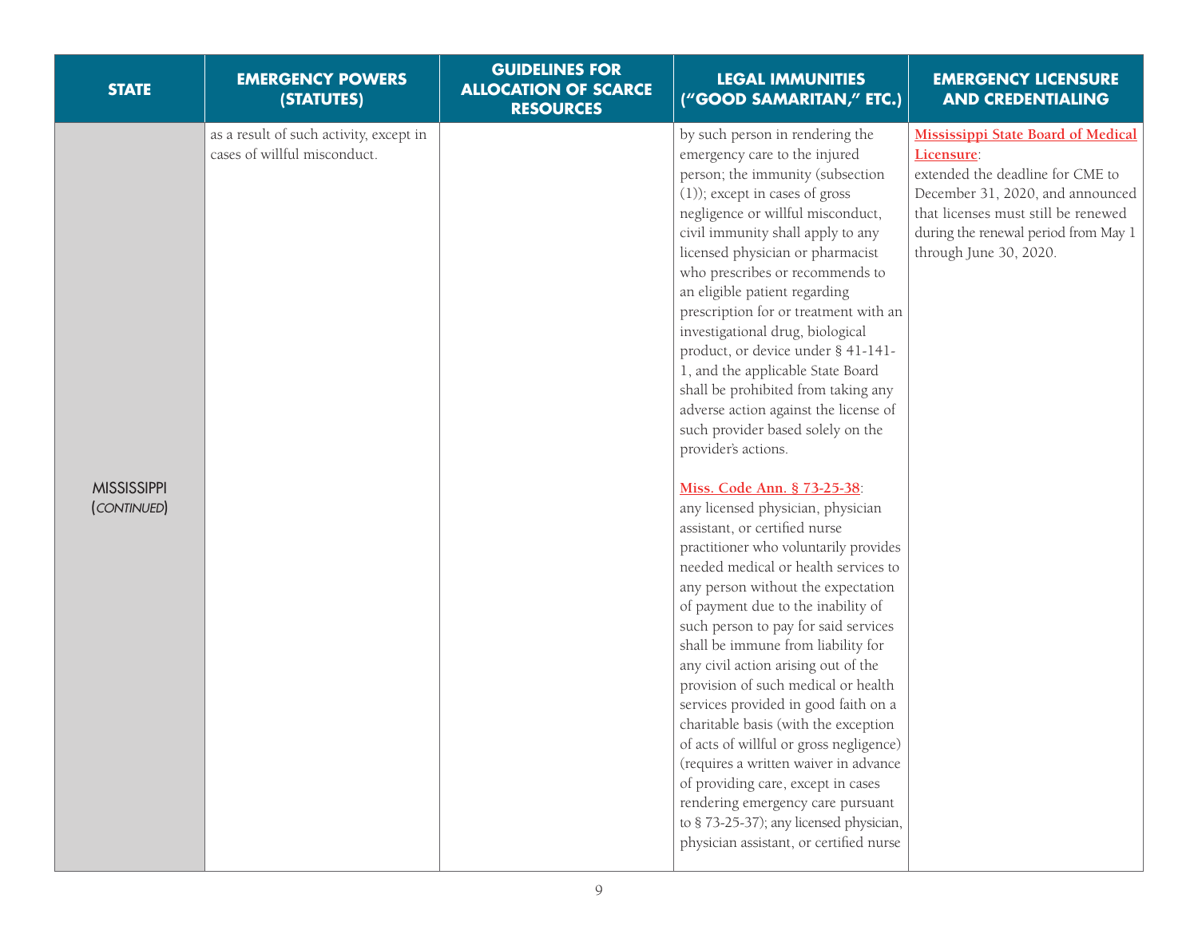| STATE | EMERGENCY POWERS (STATUTES) | GUIDELINES FOR ALLOCATION OF SCARCE RESOURCES | LEGAL IMMUNITIES ("GOOD SAMARITAN," ETC.) | EMERGENCY LICENSURE AND CREDENTIALING |
|---|---|---|---|---|
| MISSISSIPPI (*CONTINUED*) | as a result of such activity, except in cases of willful misconduct. | | by such person in rendering the emergency care to the injured person; the immunity (subsection (1)); except in cases of gross negligence or willful misconduct, civil immunity shall apply to any licensed physician or pharmacist who prescribes or recommends to an eligible patient regarding prescription for or treatment with an investigational drug, biological product, or device under § 41-141-1, and the applicable State Board shall be prohibited from taking any adverse action against the license of such provider based solely on the provider's actions.<br><br>**Miss. Code Ann. § 73-25-38**: any licensed physician, physician assistant, or certified nurse practitioner who voluntarily provides needed medical or health services to any person without the expectation of payment due to the inability of such person to pay for said services shall be immune from liability for any civil action arising out of the provision of such medical or health services provided in good faith on a charitable basis (with the exception of acts of willful or gross negligence) (requires a written waiver in advance of providing care, except in cases rendering emergency care pursuant to § 73-25-37); any licensed physician, physician assistant, or certified nurse | **Mississippi State Board of Medical Licensure**: extended the deadline for CME to December 31, 2020, and announced that licenses must still be renewed during the renewal period from May 1 through June 30, 2020. |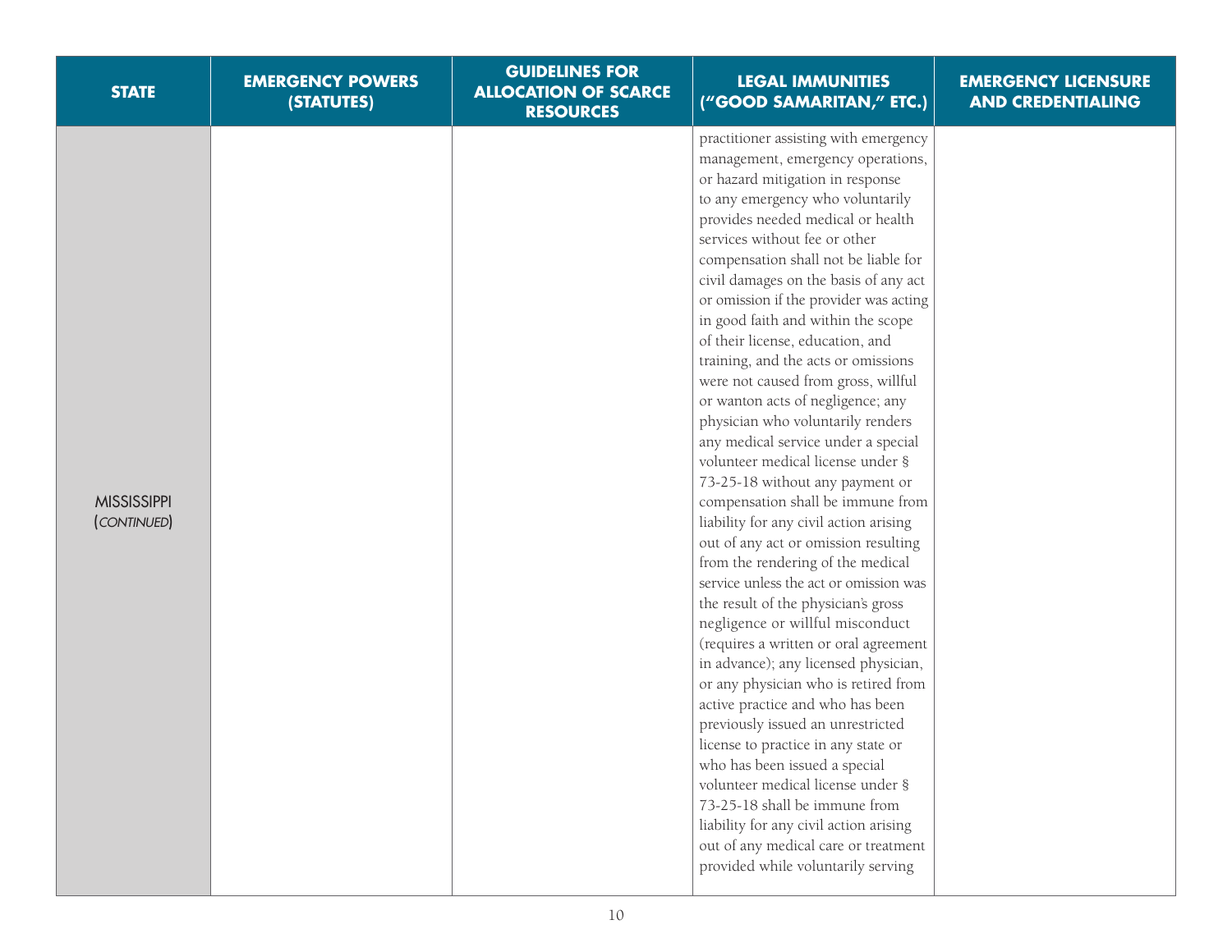| STATE | EMERGENCY POWERS (STATUTES) | GUIDELINES FOR ALLOCATION OF SCARCE RESOURCES | LEGAL IMMUNITIES ("GOOD SAMARITAN," ETC.) | EMERGENCY LICENSURE AND CREDENTIALING |
|---|---|---|---|---|
| MISSISSIPPI (*CONTINUED*) | | | practitioner assisting with emergency management, emergency operations, or hazard mitigation in response to any emergency who voluntarily provides needed medical or health services without fee or other compensation shall not be liable for civil damages on the basis of any act or omission if the provider was acting in good faith and within the scope of their license, education, and training, and the acts or omissions were not caused from gross, willful or wanton acts of negligence; any physician who voluntarily renders any medical service under a special volunteer medical license under § 73-25-18 without any payment or compensation shall be immune from liability for any civil action arising out of any act or omission resulting from the rendering of the medical service unless the act or omission was the result of the physician's gross negligence or willful misconduct (requires a written or oral agreement in advance); any licensed physician, or any physician who is retired from active practice and who has been previously issued an unrestricted license to practice in any state or who has been issued a special volunteer medical license under § 73-25-18 shall be immune from liability for any civil action arising out of any medical care or treatment provided while voluntarily serving | |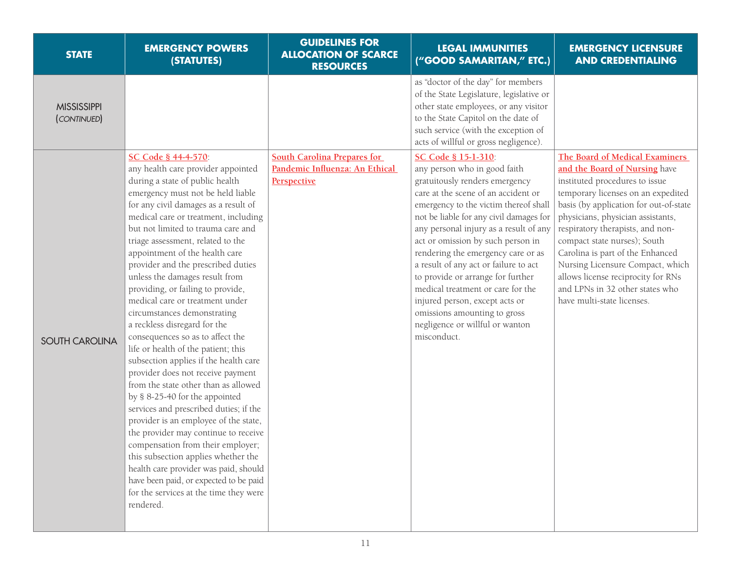| STATE | EMERGENCY POWERS (STATUTES) | GUIDELINES FOR ALLOCATION OF SCARCE RESOURCES | LEGAL IMMUNITIES ("GOOD SAMARITAN," ETC.) | EMERGENCY LICENSURE AND CREDENTIALING |
|---|---|---|---|---|
| MISSISSIPPI (*CONTINUED*) | | | as "doctor of the day" for members of the State Legislature, legislative or other state employees, or any visitor to the State Capitol on the date of such service (with the exception of acts of willful or gross negligence). | |
| SOUTH CAROLINA | SC Code § 44-4-570: any health care provider appointed during a state of public health emergency must not be held liable for any civil damages as a result of medical care or treatment, including but not limited to trauma care and triage assessment, related to the appointment of the health care provider and the prescribed duties unless the damages result from providing, or failing to provide, medical care or treatment under circumstances demonstrating a reckless disregard for the consequences so as to affect the life or health of the patient; this subsection applies if the health care provider does not receive payment from the state other than as allowed by § 8-25-40 for the appointed services and prescribed duties; if the provider is an employee of the state, the provider may continue to receive compensation from their employer; this subsection applies whether the health care provider was paid, should have been paid, or expected to be paid for the services at the time they were rendered. | South Carolina Prepares for Pandemic Influenza: An Ethical Perspective | SC Code § 15-1-310: any person who in good faith gratuitously renders emergency care at the scene of an accident or emergency to the victim thereof shall not be liable for any civil damages for any personal injury as a result of any act or omission by such person in rendering the emergency care or as a result of any act or failure to act to provide or arrange for further medical treatment or care for the injured person, except acts or omissions amounting to gross negligence or willful or wanton misconduct. | The Board of Medical Examiners and the Board of Nursing have instituted procedures to issue temporary licenses on an expedited basis (by application for out-of-state physicians, physician assistants, respiratory therapists, and non-compact state nurses); South Carolina is part of the Enhanced Nursing Licensure Compact, which allows license reciprocity for RNs and LPNs in 32 other states who have multi-state licenses. |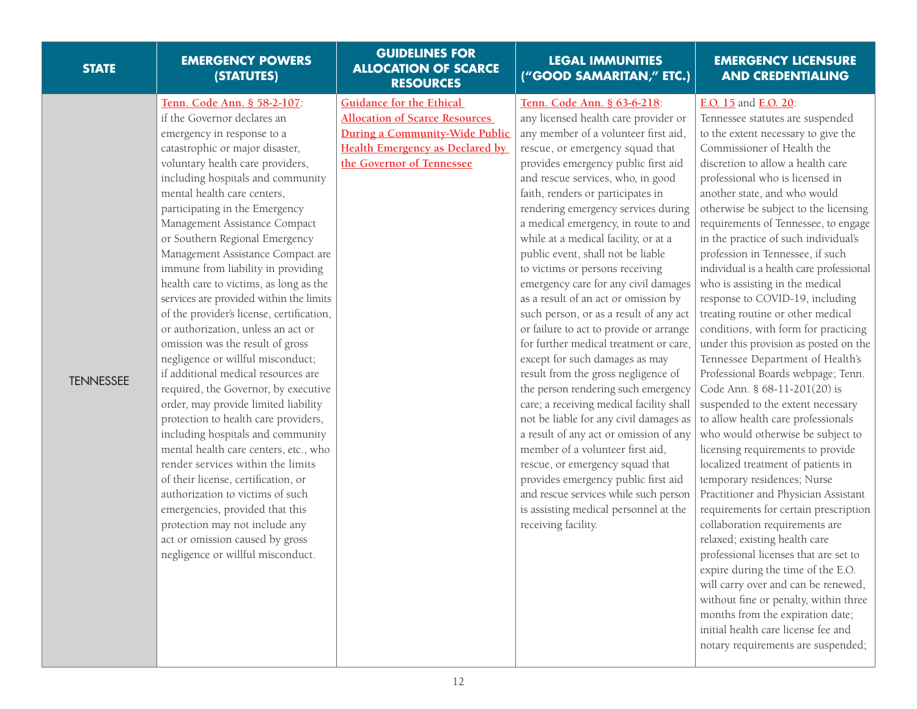| STATE | EMERGENCY POWERS (STATUTES) | GUIDELINES FOR ALLOCATION OF SCARCE RESOURCES | LEGAL IMMUNITIES ("GOOD SAMARITAN," ETC.) | EMERGENCY LICENSURE AND CREDENTIALING |
|---|---|---|---|---|
| TENNESSEE | Tenn. Code Ann. § 58-2-107: if the Governor declares an emergency in response to a catastrophic or major disaster, voluntary health care providers, including hospitals and community mental health care centers, participating in the Emergency Management Assistance Compact or Southern Regional Emergency Management Assistance Compact are immune from liability in providing health care to victims, as long as the services are provided within the limits of the provider's license, certification, or authorization, unless an act or omission was the result of gross negligence or willful misconduct; if additional medical resources are required, the Governor, by executive order, may provide limited liability protection to health care providers, including hospitals and community mental health care centers, etc., who render services within the limits of their license, certification, or authorization to victims of such emergencies, provided that this protection may not include any act or omission caused by gross negligence or willful misconduct. | Guidance for the Ethical Allocation of Scarce Resources During a Community-Wide Public Health Emergency as Declared by the Governor of Tennessee | Tenn. Code Ann. § 63-6-218: any licensed health care provider or any member of a volunteer first aid, rescue, or emergency squad that provides emergency public first aid and rescue services, who, in good faith, renders or participates in rendering emergency services during a medical emergency, in route to and while at a medical facility, or at a public event, shall not be liable to victims or persons receiving emergency care for any civil damages as a result of an act or omission by such person, or as a result of any act or failure to act to provide or arrange for further medical treatment or care, except for such damages as may result from the gross negligence of the person rendering such emergency care; a receiving medical facility shall not be liable for any civil damages as a result of any act or omission of any member of a volunteer first aid, rescue, or emergency squad that provides emergency public first aid and rescue services while such person is assisting medical personnel at the receiving facility. | E.O. 15 and E.O. 20: Tennessee statutes are suspended to the extent necessary to give the Commissioner of Health the discretion to allow a health care professional who is licensed in another state, and who would otherwise be subject to the licensing requirements of Tennessee, to engage in the practice of such individual's profession in Tennessee, if such individual is a health care professional who is assisting in the medical response to COVID-19, including treating routine or other medical conditions, with form for practicing under this provision as posted on the Tennessee Department of Health's Professional Boards webpage; Tenn. Code Ann. § 68-11-201(20) is suspended to the extent necessary to allow health care professionals who would otherwise be subject to licensing requirements to provide localized treatment of patients in temporary residences; Nurse Practitioner and Physician Assistant requirements for certain prescription collaboration requirements are relaxed; existing health care professional licenses that are set to expire during the time of the E.O. will carry over and can be renewed, without fine or penalty, within three months from the expiration date; initial health care license fee and notary requirements are suspended; |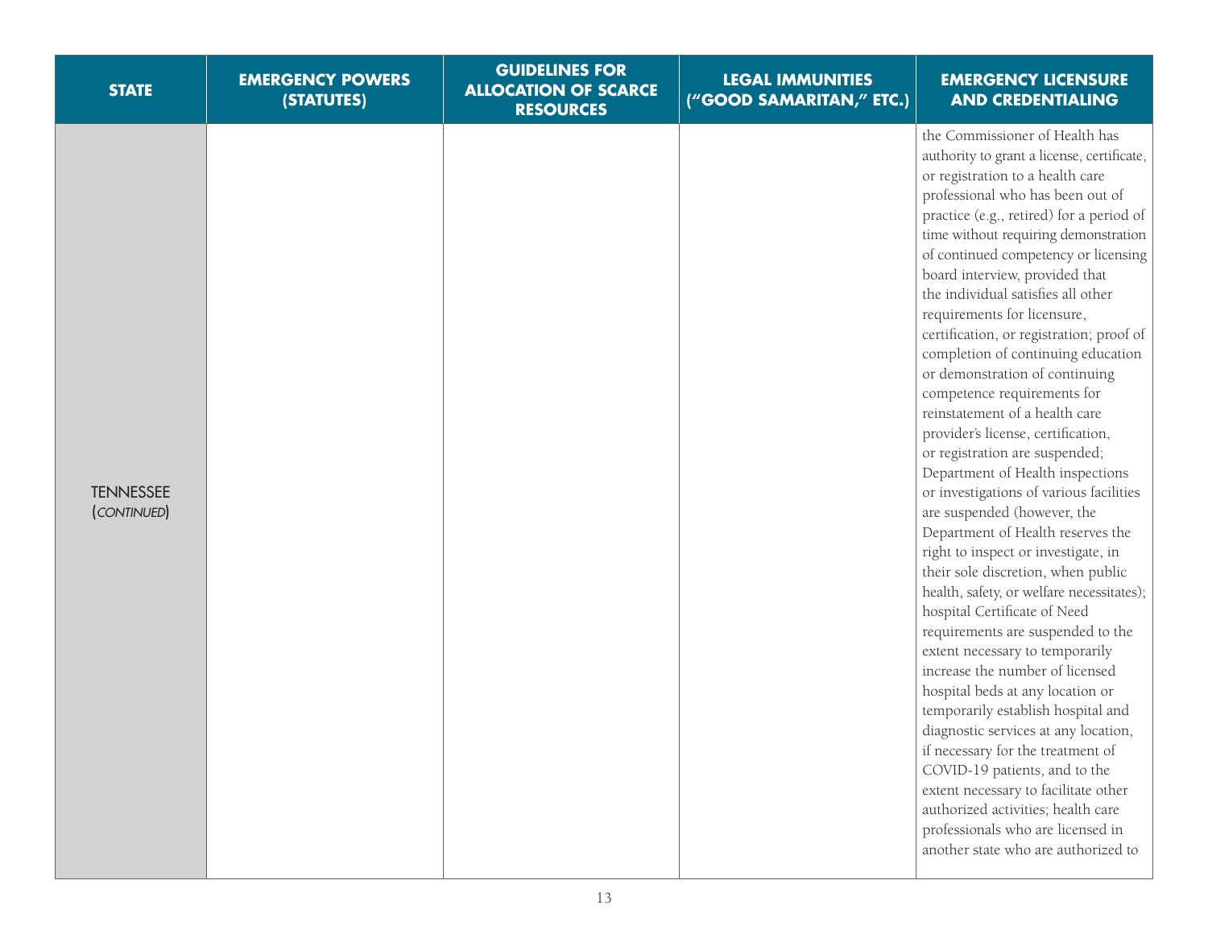| STATE | EMERGENCY POWERS (STATUTES) | GUIDELINES FOR ALLOCATION OF SCARCE RESOURCES | LEGAL IMMUNITIES ("GOOD SAMARITAN," ETC.) | EMERGENCY LICENSURE AND CREDENTIALING |
|---|---|---|---|---|
| TENNESSEE (*CONTINUED*) | | | | the Commissioner of Health has authority to grant a license, certificate, or registration to a health care professional who has been out of practice (e.g., retired) for a period of time without requiring demonstration of continued competency or licensing board interview, provided that the individual satisfies all other requirements for licensure, certification, or registration; proof of completion of continuing education or demonstration of continuing competence requirements for reinstatement of a health care provider's license, certification, or registration are suspended; Department of Health inspections or investigations of various facilities are suspended (however, the Department of Health reserves the right to inspect or investigate, in their sole discretion, when public health, safety, or welfare necessitates); hospital Certificate of Need requirements are suspended to the extent necessary to temporarily increase the number of licensed hospital beds at any location or temporarily establish hospital and diagnostic services at any location, if necessary for the treatment of COVID-19 patients, and to the extent necessary to facilitate other authorized activities; health care professionals who are licensed in another state who are authorized to |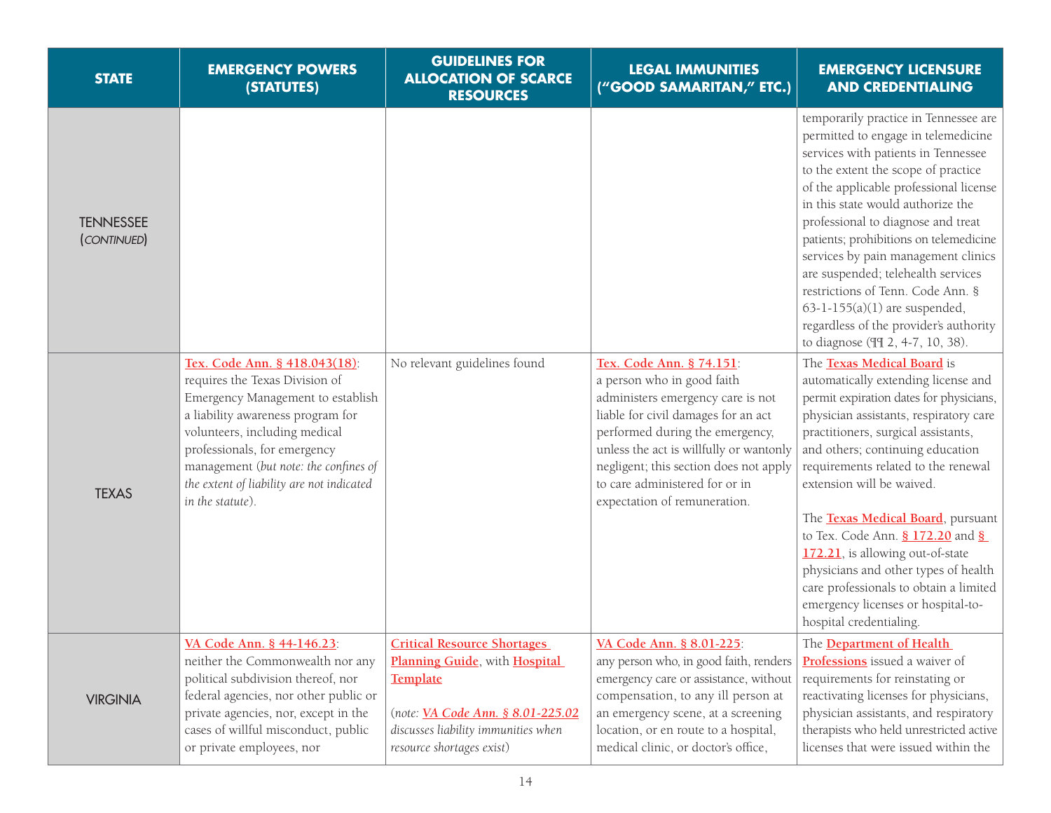| STATE | EMERGENCY POWERS (STATUTES) | GUIDELINES FOR ALLOCATION OF SCARCE RESOURCES | LEGAL IMMUNITIES ("GOOD SAMARITAN," ETC.) | EMERGENCY LICENSURE AND CREDENTIALING |
|---|---|---|---|---|
| TENNESSEE (*CONTINUED*) | | | | temporarily practice in Tennessee are permitted to engage in telemedicine services with patients in Tennessee to the extent the scope of practice of the applicable professional license in this state would authorize the professional to diagnose and treat patients; prohibitions on telemedicine services by pain management clinics are suspended; telehealth services restrictions of Tenn. Code Ann. § 63-1-155(a)(1) are suspended, regardless of the provider's authority to diagnose (¶¶ 2, 4-7, 10, 38). |
| TEXAS | **Tex. Code Ann. § 418.043(18)**: requires the Texas Division of Emergency Management to establish a liability awareness program for volunteers, including medical professionals, for emergency management (*but note: the confines of the extent of liability are not indicated in the statute*). | No relevant guidelines found | **Tex. Code Ann. § 74.151**: a person who in good faith administers emergency care is not liable for civil damages for an act performed during the emergency, unless the act is willfully or wantonly negligent; this section does not apply to care administered for or in expectation of remuneration. | The **Texas Medical Board** is automatically extending license and permit expiration dates for physicians, physician assistants, respiratory care practitioners, surgical assistants, and others; continuing education requirements related to the renewal extension will be waived.<br><br>The **Texas Medical Board**, pursuant to Tex. Code Ann. **§ 172.20** and **§ 172.21**, is allowing out-of-state physicians and other types of health care professionals to obtain a limited emergency licenses or hospital-to-hospital credentialing. |
| VIRGINIA | **VA Code Ann. § 44-146.23**: neither the Commonwealth nor any political subdivision thereof, nor federal agencies, nor other public or private agencies, nor, except in the cases of willful misconduct, public or private employees, nor | **Critical Resource Shortages Planning Guide**, with **Hospital Template**<br><br>(*note:* ***VA Code Ann. § 8.01-225.02*** *discusses liability immunities when resource shortages exist*) | **VA Code Ann. § 8.01-225**: any person who, in good faith, renders emergency care or assistance, without compensation, to any ill person at an emergency scene, at a screening location, or en route to a hospital, medical clinic, or doctor's office, | The **Department of Health Professions** issued a waiver of requirements for reinstating or reactivating licenses for physicians, physician assistants, and respiratory therapists who held unrestricted active licenses that were issued within the |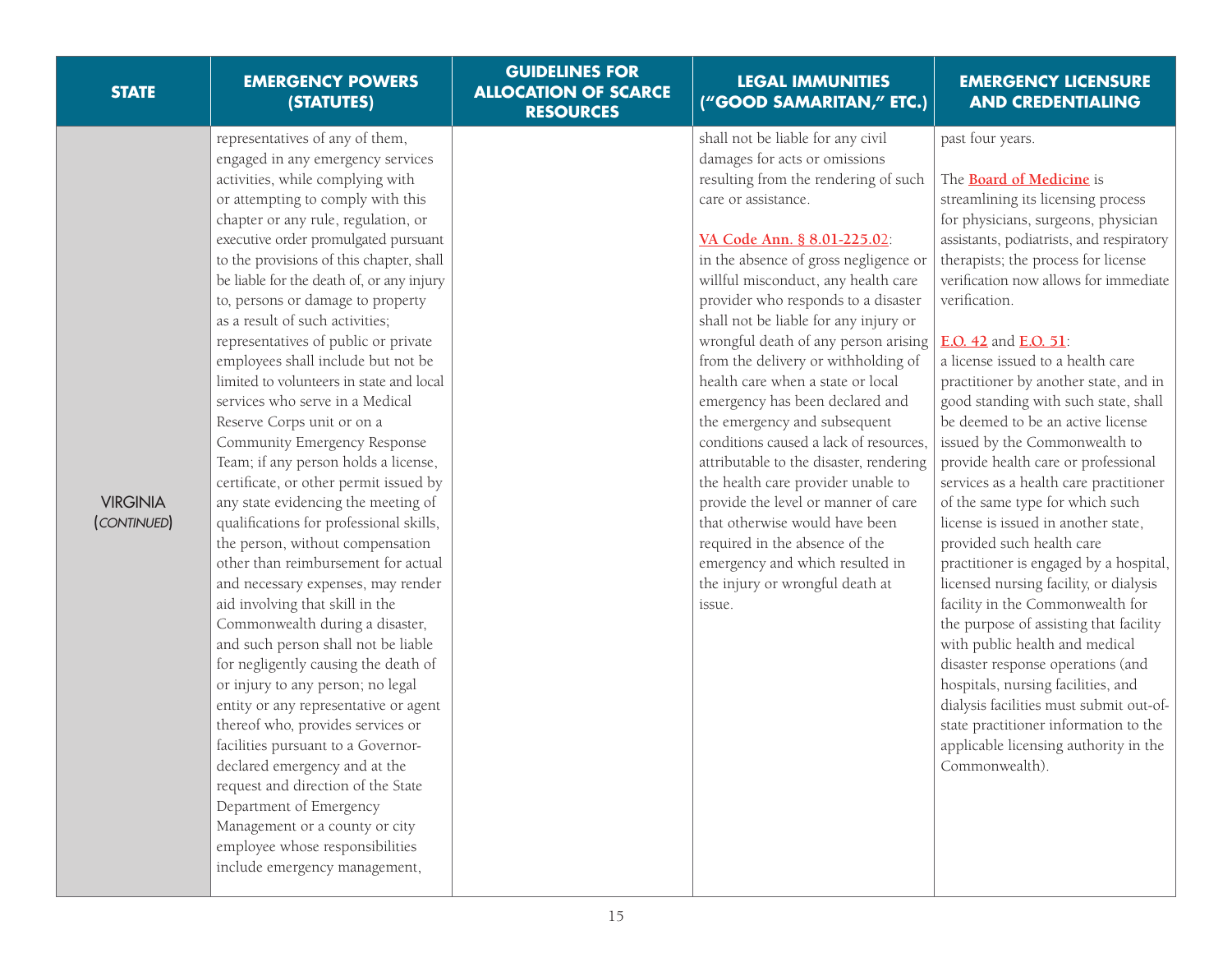| STATE | EMERGENCY POWERS (STATUTES) | GUIDELINES FOR ALLOCATION OF SCARCE RESOURCES | LEGAL IMMUNITIES ("GOOD SAMARITAN," ETC.) | EMERGENCY LICENSURE AND CREDENTIALING |
|---|---|---|---|---|
| VIRGINIA (*CONTINUED*) | representatives of any of them, engaged in any emergency services activities, while complying with or attempting to comply with this chapter or any rule, regulation, or executive order promulgated pursuant to the provisions of this chapter, shall be liable for the death of, or any injury to, persons or damage to property as a result of such activities; representatives of public or private employees shall include but not be limited to volunteers in state and local services who serve in a Medical Reserve Corps unit or on a Community Emergency Response Team; if any person holds a license, certificate, or other permit issued by any state evidencing the meeting of qualifications for professional skills, the person, without compensation other than reimbursement for actual and necessary expenses, may render aid involving that skill in the Commonwealth during a disaster, and such person shall not be liable for negligently causing the death of or injury to any person; no legal entity or any representative or agent thereof who, provides services or facilities pursuant to a Governor-declared emergency and at the request and direction of the State Department of Emergency Management or a county or city employee whose responsibilities include emergency management, | | shall not be liable for any civil damages for acts or omissions resulting from the rendering of such care or assistance.<br><br>**VA Code Ann. § 8.01-225.02**: in the absence of gross negligence or willful misconduct, any health care provider who responds to a disaster shall not be liable for any injury or wrongful death of any person arising from the delivery or withholding of health care when a state or local emergency has been declared and the emergency and subsequent conditions caused a lack of resources, attributable to the disaster, rendering the health care provider unable to provide the level or manner of care that otherwise would have been required in the absence of the emergency and which resulted in the injury or wrongful death at issue. | past four years.<br><br>The **Board of Medicine** is streamlining its licensing process for physicians, surgeons, physician assistants, podiatrists, and respiratory therapists; the process for license verification now allows for immediate verification.<br><br>**E.O. 42** and **E.O. 51**: a license issued to a health care practitioner by another state, and in good standing with such state, shall be deemed to be an active license issued by the Commonwealth to provide health care or professional services as a health care practitioner of the same type for which such license is issued in another state, provided such health care practitioner is engaged by a hospital, licensed nursing facility, or dialysis facility in the Commonwealth for the purpose of assisting that facility with public health and medical disaster response operations (and hospitals, nursing facilities, and dialysis facilities must submit out-of-state practitioner information to the applicable licensing authority in the Commonwealth). |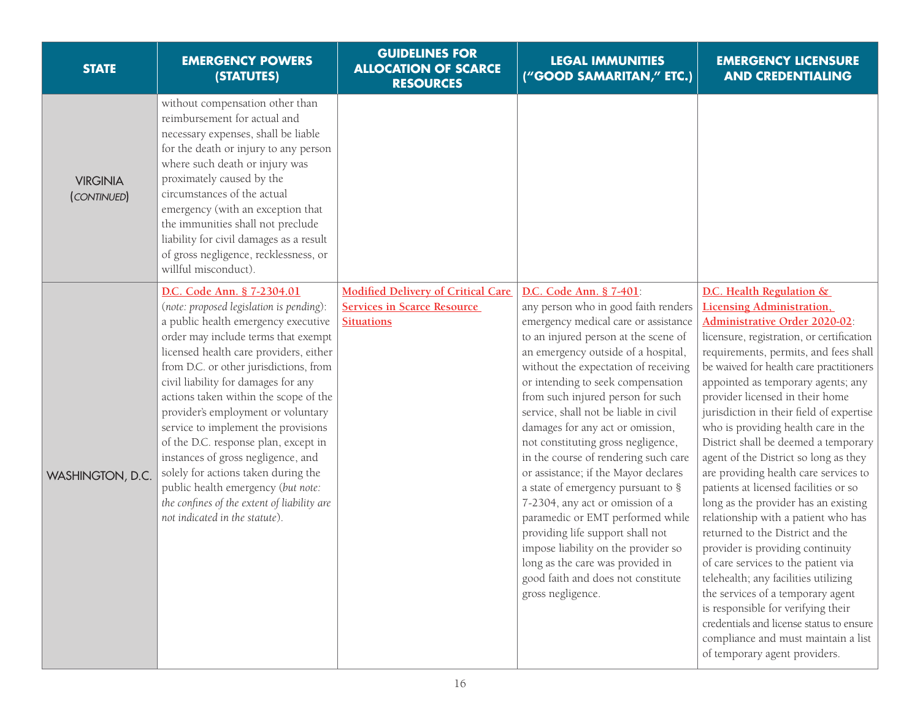| STATE | EMERGENCY POWERS (STATUTES) | GUIDELINES FOR ALLOCATION OF SCARCE RESOURCES | LEGAL IMMUNITIES ("GOOD SAMARITAN," ETC.) | EMERGENCY LICENSURE AND CREDENTIALING |
| --- | --- | --- | --- | --- |
| VIRGINIA (*CONTINUED*) | without compensation other than reimbursement for actual and necessary expenses, shall be liable for the death or injury to any person where such death or injury was proximately caused by the circumstances of the actual emergency (with an exception that the immunities shall not preclude liability for civil damages as a result of gross negligence, recklessness, or willful misconduct). | | | |
| WASHINGTON, D.C. | D.C. Code Ann. § 7-2304.01 (*note: proposed legislation is pending*): a public health emergency executive order may include terms that exempt licensed health care providers, either from D.C. or other jurisdictions, from civil liability for damages for any actions taken within the scope of the provider's employment or voluntary service to implement the provisions of the D.C. response plan, except in instances of gross negligence, and solely for actions taken during the public health emergency (*but note: the confines of the extent of liability are not indicated in the statute*). | Modified Delivery of Critical Care Services in Scarce Resource Situations | D.C. Code Ann. § 7-401: any person who in good faith renders emergency medical care or assistance to an injured person at the scene of an emergency outside of a hospital, without the expectation of receiving or intending to seek compensation from such injured person for such service, shall not be liable in civil damages for any act or omission, not constituting gross negligence, in the course of rendering such care or assistance; if the Mayor declares a state of emergency pursuant to § 7-2304, any act or omission of a paramedic or EMT performed while providing life support shall not impose liability on the provider so long as the care was provided in good faith and does not constitute gross negligence. | D.C. Health Regulation & Licensing Administration, Administrative Order 2020-02: licensure, registration, or certification requirements, permits, and fees shall be waived for health care practitioners appointed as temporary agents; any provider licensed in their home jurisdiction in their field of expertise who is providing health care in the District shall be deemed a temporary agent of the District so long as they are providing health care services to patients at licensed facilities or so long as the provider has an existing relationship with a patient who has returned to the District and the provider is providing continuity of care services to the patient via telehealth; any facilities utilizing the services of a temporary agent is responsible for verifying their credentials and license status to ensure compliance and must maintain a list of temporary agent providers. |